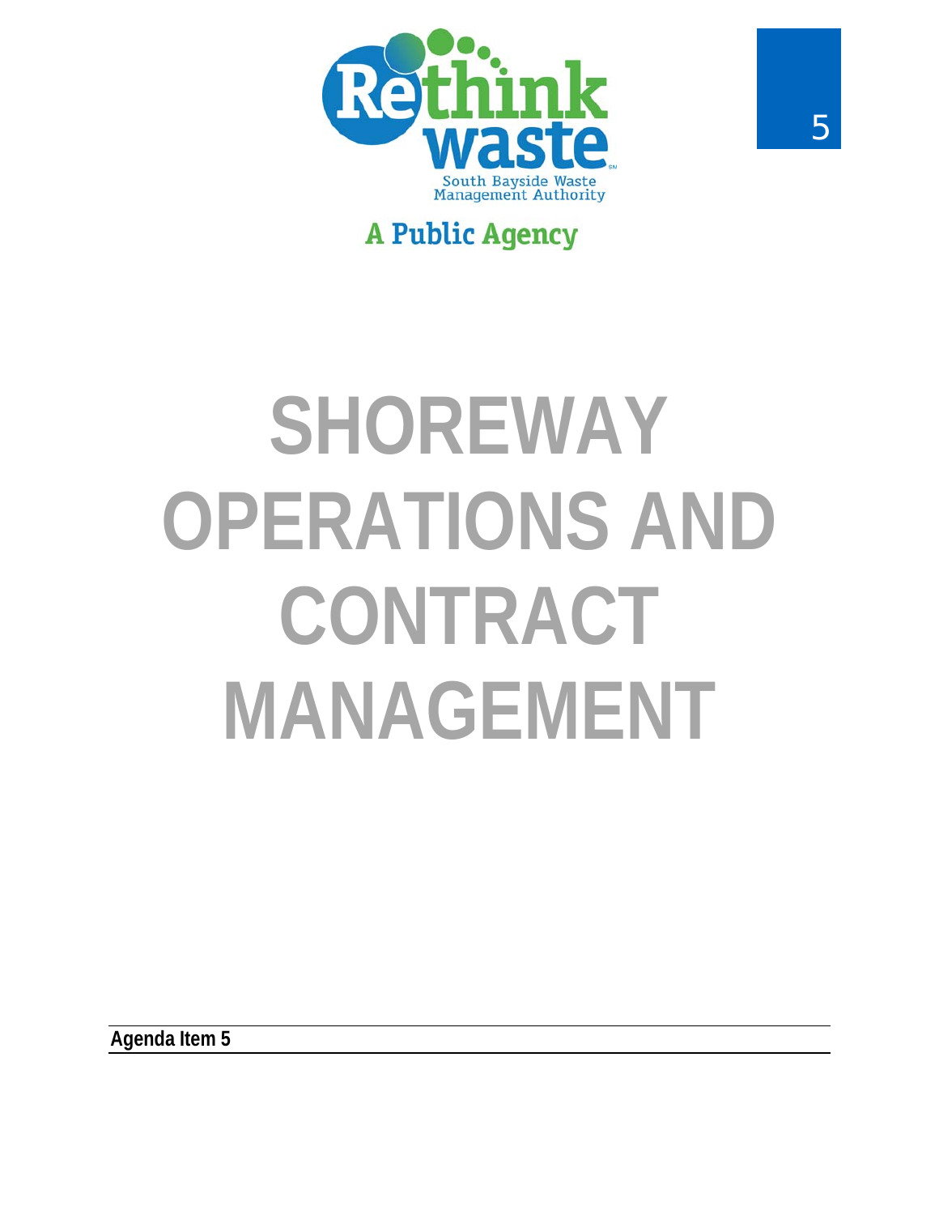Rethink waste

South Bayside Waste Management Authority

A Public Agency

# SHOREWAY OPERATIONS AND CONTRACT MANAGEMENT

**Agenda Item 5**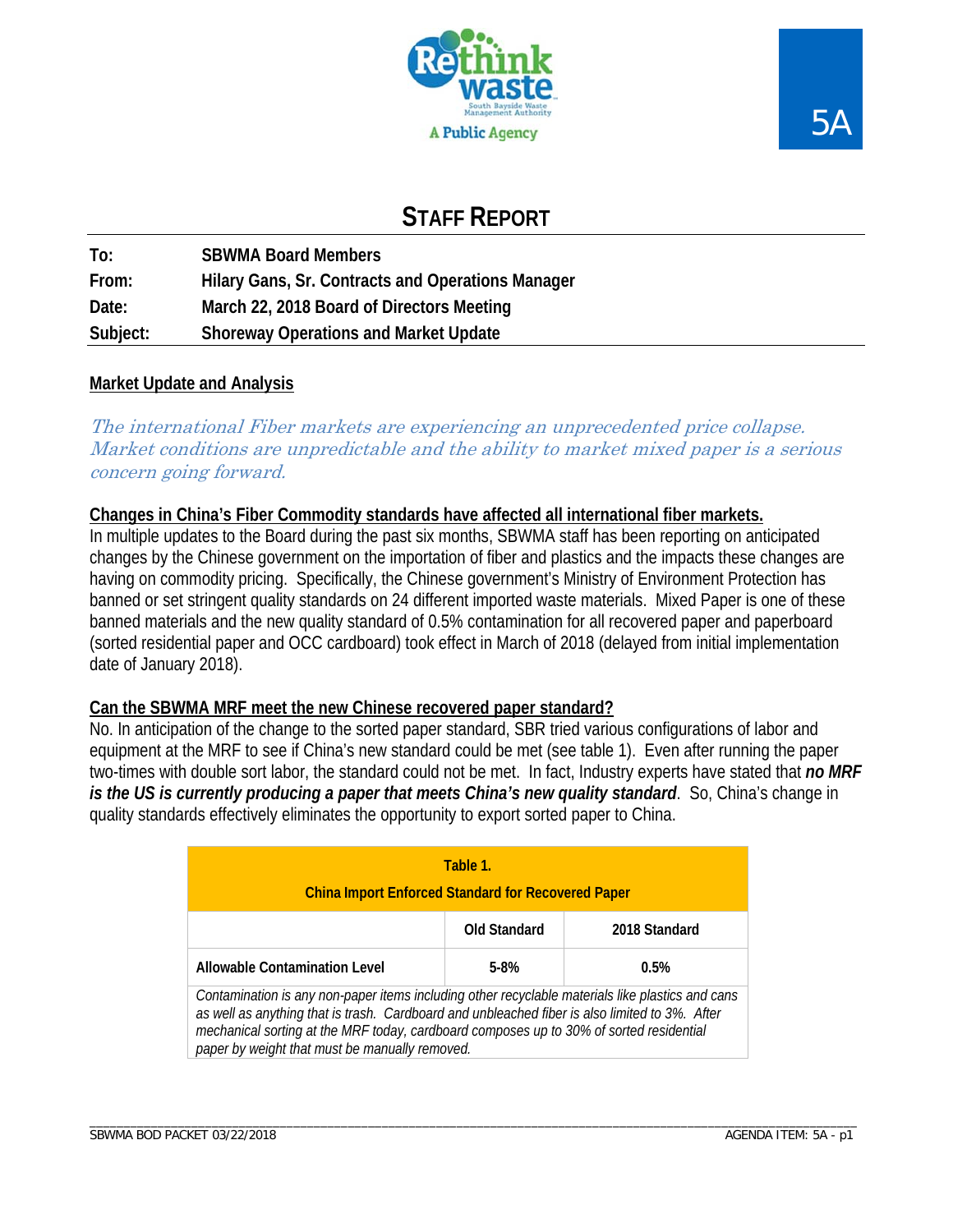5A

# STAFF REPORT

**To:** SBWMA Board Members
**From:** Hilary Gans, Sr. Contracts and Operations Manager
**Date:** March 22, 2018 Board of Directors Meeting
**Subject:** Shoreway Operations and Market Update

## Market Update and Analysis

*The international Fiber markets are experiencing an unprecedented price collapse. Market conditions are unpredictable and the ability to market mixed paper is a serious concern going forward.*

### Changes in China's Fiber Commodity standards have affected all international fiber markets.

In multiple updates to the Board during the past six months, SBWMA staff has been reporting on anticipated changes by the Chinese government on the importation of fiber and plastics and the impacts these changes are having on commodity pricing. Specifically, the Chinese government's Ministry of Environment Protection has banned or set stringent quality standards on 24 different imported waste materials. Mixed Paper is one of these banned materials and the new quality standard of 0.5% contamination for all recovered paper and paperboard (sorted residential paper and OCC cardboard) took effect in March of 2018 (delayed from initial implementation date of January 2018).

### Can the SBWMA MRF meet the new Chinese recovered paper standard?

No. In anticipation of the change to the sorted paper standard, SBR tried various configurations of labor and equipment at the MRF to see if China's new standard could be met (see table 1). Even after running the paper two-times with double sort labor, the standard could not be met. In fact, Industry experts have stated that ***no MRF is the US is currently producing a paper that meets China's new quality standard***. So, China's change in quality standards effectively eliminates the opportunity to export sorted paper to China.

| Table 1. China Import Enforced Standard for Recovered Paper | | |
|---|---|---|
| | **Old Standard** | **2018 Standard** |
| **Allowable Contamination Level** | **5-8%** | **0.5%** |
| *Contamination is any non-paper items including other recyclable materials like plastics and cans as well as anything that is trash. Cardboard and unbleached fiber is also limited to 3%. After mechanical sorting at the MRF today, cardboard composes up to 30% of sorted residential paper by weight that must be manually removed.* | | |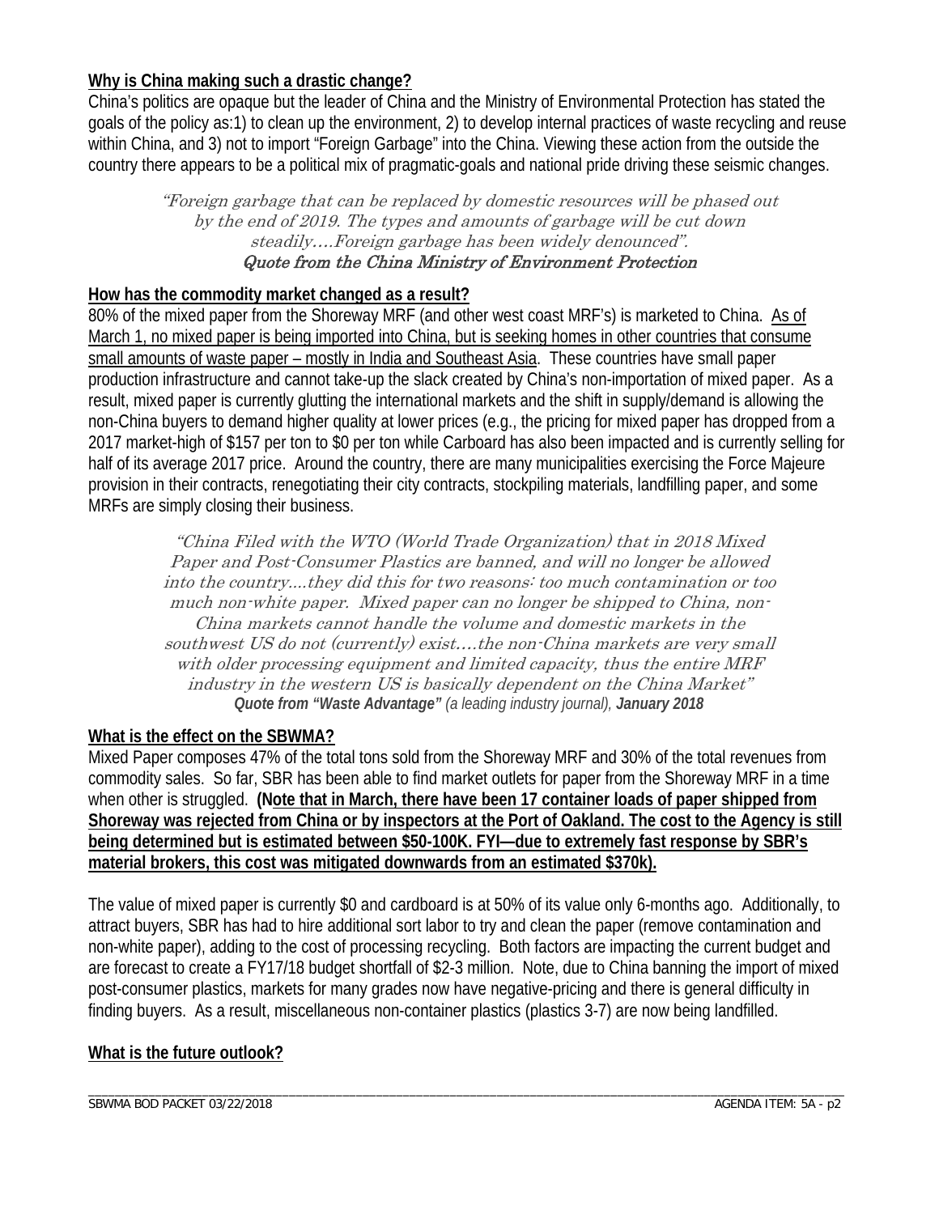**Why is China making such a drastic change?**

China's politics are opaque but the leader of China and the Ministry of Environmental Protection has stated the goals of the policy as:1) to clean up the environment, 2) to develop internal practices of waste recycling and reuse within China, and 3) not to import "Foreign Garbage" into the China. Viewing these action from the outside the country there appears to be a political mix of pragmatic-goals and national pride driving these seismic changes.

> *"Foreign garbage that can be replaced by domestic resources will be phased out by the end of 2019. The types and amounts of garbage will be cut down steadily….Foreign garbage has been widely denounced".*
> *Quote from the China Ministry of Environment Protection*

**How has the commodity market changed as a result?**

80% of the mixed paper from the Shoreway MRF (and other west coast MRF's) is marketed to China. As of March 1, no mixed paper is being imported into China, but is seeking homes in other countries that consume small amounts of waste paper – mostly in India and Southeast Asia. These countries have small paper production infrastructure and cannot take-up the slack created by China's non-importation of mixed paper. As a result, mixed paper is currently glutting the international markets and the shift in supply/demand is allowing the non-China buyers to demand higher quality at lower prices (e.g., the pricing for mixed paper has dropped from a 2017 market-high of $157 per ton to $0 per ton while Carboard has also been impacted and is currently selling for half of its average 2017 price. Around the country, there are many municipalities exercising the Force Majeure provision in their contracts, renegotiating their city contracts, stockpiling materials, landfilling paper, and some MRFs are simply closing their business.

> *"China Filed with the WTO (World Trade Organization) that in 2018 Mixed Paper and Post-Consumer Plastics are banned, and will no longer be allowed into the country....they did this for two reasons: too much contamination or too much non-white paper. Mixed paper can no longer be shipped to China, non-China markets cannot handle the volume and domestic markets in the southwest US do not (currently) exist….the non-China markets are very small with older processing equipment and limited capacity, thus the entire MRF industry in the western US is basically dependent on the China Market"*
> ***Quote from "Waste Advantage"** (a leading industry journal), **January 2018***

**What is the effect on the SBWMA?**

Mixed Paper composes 47% of the total tons sold from the Shoreway MRF and 30% of the total revenues from commodity sales. So far, SBR has been able to find market outlets for paper from the Shoreway MRF in a time when other is struggled. **(Note that in March, there have been 17 container loads of paper shipped from Shoreway was rejected from China or by inspectors at the Port of Oakland. The cost to the Agency is still being determined but is estimated between $50-100K. FYI—due to extremely fast response by SBR's material brokers, this cost was mitigated downwards from an estimated $370k).**

The value of mixed paper is currently $0 and cardboard is at 50% of its value only 6-months ago. Additionally, to attract buyers, SBR has had to hire additional sort labor to try and clean the paper (remove contamination and non-white paper), adding to the cost of processing recycling. Both factors are impacting the current budget and are forecast to create a FY17/18 budget shortfall of $2-3 million. Note, due to China banning the import of mixed post-consumer plastics, markets for many grades now have negative-pricing and there is general difficulty in finding buyers. As a result, miscellaneous non-container plastics (plastics 3-7) are now being landfilled.

**What is the future outlook?**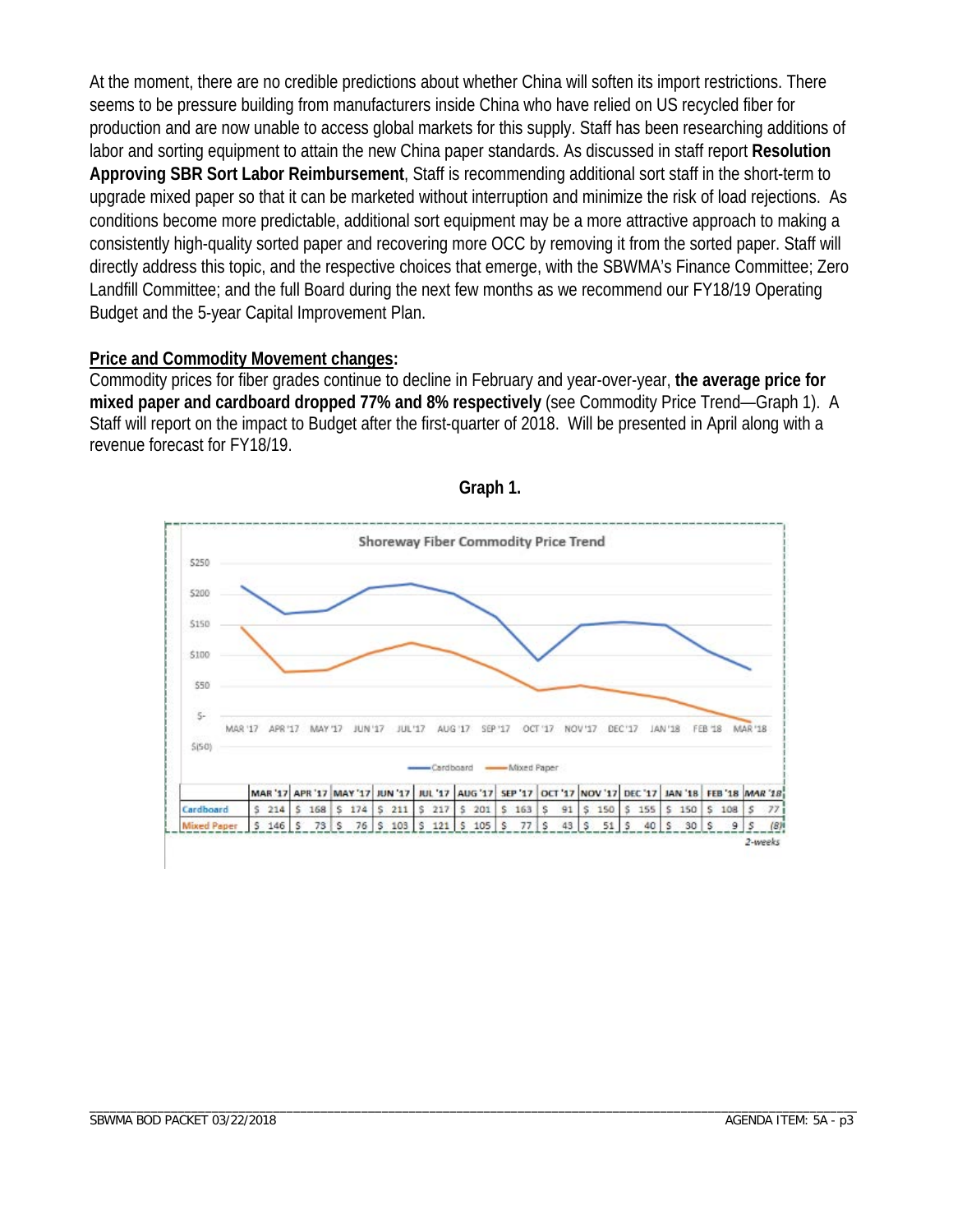At the moment, there are no credible predictions about whether China will soften its import restrictions. There seems to be pressure building from manufacturers inside China who have relied on US recycled fiber for production and are now unable to access global markets for this supply. Staff has been researching additions of labor and sorting equipment to attain the new China paper standards. As discussed in staff report **Resolution Approving SBR Sort Labor Reimbursement**, Staff is recommending additional sort staff in the short-term to upgrade mixed paper so that it can be marketed without interruption and minimize the risk of load rejections. As conditions become more predictable, additional sort equipment may be a more attractive approach to making a consistently high-quality sorted paper and recovering more OCC by removing it from the sorted paper. Staff will directly address this topic, and the respective choices that emerge, with the SBWMA's Finance Committee; Zero Landfill Committee; and the full Board during the next few months as we recommend our FY18/19 Operating Budget and the 5-year Capital Improvement Plan.

**Price and Commodity Movement changes:**

Commodity prices for fiber grades continue to decline in February and year-over-year, **the average price for mixed paper and cardboard dropped 77% and 8% respectively** (see Commodity Price Trend—Graph 1). A Staff will report on the impact to Budget after the first-quarter of 2018. Will be presented in April along with a revenue forecast for FY18/19.

**Graph 1.**

Shoreway Fiber Commodity Price Trend

| | MAR '17 | APR '17 | MAY '17 | JUN '17 | JUL '17 | AUG '17 | SEP '17 | OCT '17 | NOV '17 | DEC '17 | JAN '18 | FEB '18 | *MAR '18* |
|---|---|---|---|---|---|---|---|---|---|---|---|---|---|
| Cardboard | $ 214 | $ 168 | $ 174 | $ 211 | $ 217 | $ 201 | $ 163 | $ 91 | $ 150 | $ 155 | $ 150 | $ 108 | $ 77 |
| Mixed Paper | $ 146 | $ 73 | $ 76 | $ 103 | $ 121 | $ 105 | $ 77 | $ 43 | $ 51 | $ 40 | $ 30 | $ 9 | $ (8) |

*2-weeks*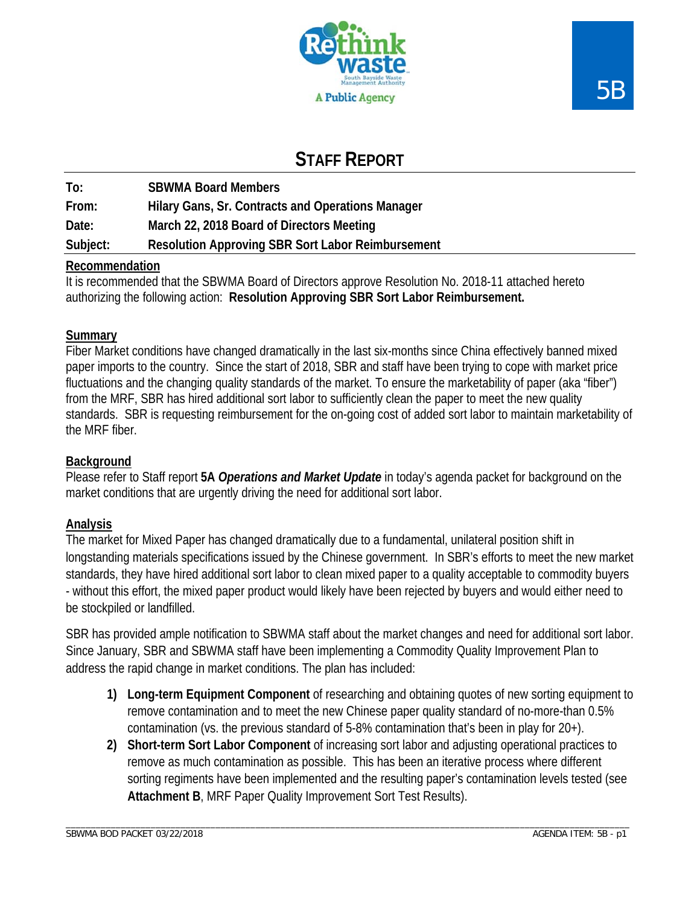5B

# STAFF REPORT

**To:** SBWMA Board Members
**From:** Hilary Gans, Sr. Contracts and Operations Manager
**Date:** March 22, 2018 Board of Directors Meeting
**Subject:** Resolution Approving SBR Sort Labor Reimbursement

## Recommendation

It is recommended that the SBWMA Board of Directors approve Resolution No. 2018-11 attached hereto authorizing the following action: **Resolution Approving SBR Sort Labor Reimbursement.**

## Summary

Fiber Market conditions have changed dramatically in the last six-months since China effectively banned mixed paper imports to the country. Since the start of 2018, SBR and staff have been trying to cope with market price fluctuations and the changing quality standards of the market. To ensure the marketability of paper (aka "fiber") from the MRF, SBR has hired additional sort labor to sufficiently clean the paper to meet the new quality standards. SBR is requesting reimbursement for the on-going cost of added sort labor to maintain marketability of the MRF fiber.

## Background

Please refer to Staff report **5A *Operations and Market Update*** in today's agenda packet for background on the market conditions that are urgently driving the need for additional sort labor.

## Analysis

The market for Mixed Paper has changed dramatically due to a fundamental, unilateral position shift in longstanding materials specifications issued by the Chinese government. In SBR's efforts to meet the new market standards, they have hired additional sort labor to clean mixed paper to a quality acceptable to commodity buyers - without this effort, the mixed paper product would likely have been rejected by buyers and would either need to be stockpiled or landfilled.

SBR has provided ample notification to SBWMA staff about the market changes and need for additional sort labor. Since January, SBR and SBWMA staff have been implementing a Commodity Quality Improvement Plan to address the rapid change in market conditions. The plan has included:

1) **Long-term Equipment Component** of researching and obtaining quotes of new sorting equipment to remove contamination and to meet the new Chinese paper quality standard of no-more-than 0.5% contamination (vs. the previous standard of 5-8% contamination that's been in play for 20+).
2) **Short-term Sort Labor Component** of increasing sort labor and adjusting operational practices to remove as much contamination as possible. This has been an iterative process where different sorting regiments have been implemented and the resulting paper's contamination levels tested (see **Attachment B**, MRF Paper Quality Improvement Sort Test Results).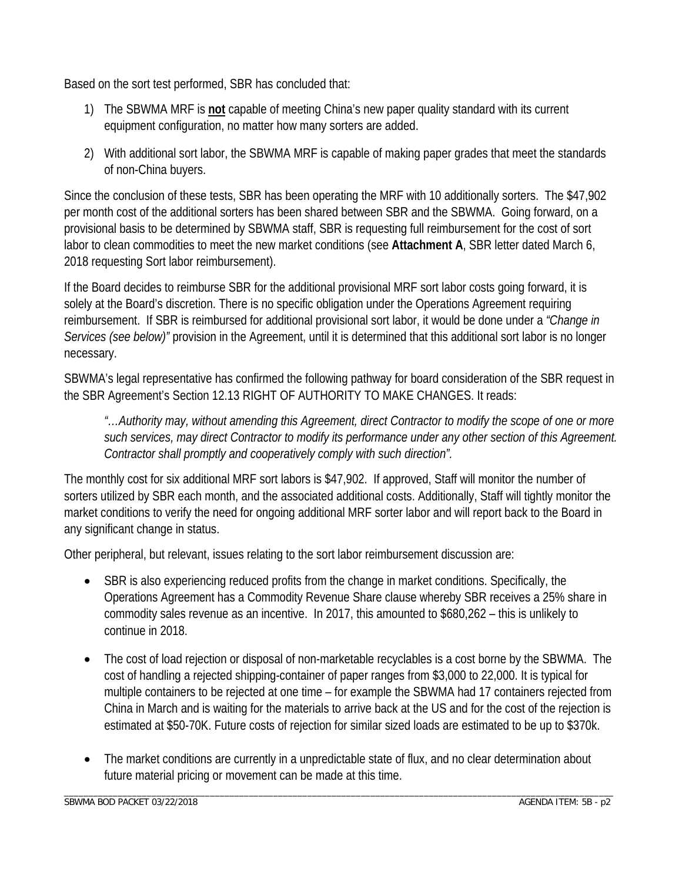Based on the sort test performed, SBR has concluded that:

1) The SBWMA MRF is **not** capable of meeting China's new paper quality standard with its current equipment configuration, no matter how many sorters are added.
2) With additional sort labor, the SBWMA MRF is capable of making paper grades that meet the standards of non-China buyers.

Since the conclusion of these tests, SBR has been operating the MRF with 10 additionally sorters. The $47,902 per month cost of the additional sorters has been shared between SBR and the SBWMA. Going forward, on a provisional basis to be determined by SBWMA staff, SBR is requesting full reimbursement for the cost of sort labor to clean commodities to meet the new market conditions (see **Attachment A**, SBR letter dated March 6, 2018 requesting Sort labor reimbursement).

If the Board decides to reimburse SBR for the additional provisional MRF sort labor costs going forward, it is solely at the Board's discretion. There is no specific obligation under the Operations Agreement requiring reimbursement. If SBR is reimbursed for additional provisional sort labor, it would be done under a *"Change in Services (see below)"* provision in the Agreement, until it is determined that this additional sort labor is no longer necessary.

SBWMA's legal representative has confirmed the following pathway for board consideration of the SBR request in the SBR Agreement's Section 12.13 RIGHT OF AUTHORITY TO MAKE CHANGES. It reads:

> *"…Authority may, without amending this Agreement, direct Contractor to modify the scope of one or more such services, may direct Contractor to modify its performance under any other section of this Agreement. Contractor shall promptly and cooperatively comply with such direction".*

The monthly cost for six additional MRF sort labors is $47,902. If approved, Staff will monitor the number of sorters utilized by SBR each month, and the associated additional costs. Additionally, Staff will tightly monitor the market conditions to verify the need for ongoing additional MRF sorter labor and will report back to the Board in any significant change in status.

Other peripheral, but relevant, issues relating to the sort labor reimbursement discussion are:

- SBR is also experiencing reduced profits from the change in market conditions. Specifically, the Operations Agreement has a Commodity Revenue Share clause whereby SBR receives a 25% share in commodity sales revenue as an incentive. In 2017, this amounted to $680,262 – this is unlikely to continue in 2018.
- The cost of load rejection or disposal of non-marketable recyclables is a cost borne by the SBWMA. The cost of handling a rejected shipping-container of paper ranges from $3,000 to 22,000. It is typical for multiple containers to be rejected at one time – for example the SBWMA had 17 containers rejected from China in March and is waiting for the materials to arrive back at the US and for the cost of the rejection is estimated at $50-70K. Future costs of rejection for similar sized loads are estimated to be up to $370k.
- The market conditions are currently in a unpredictable state of flux, and no clear determination about future material pricing or movement can be made at this time.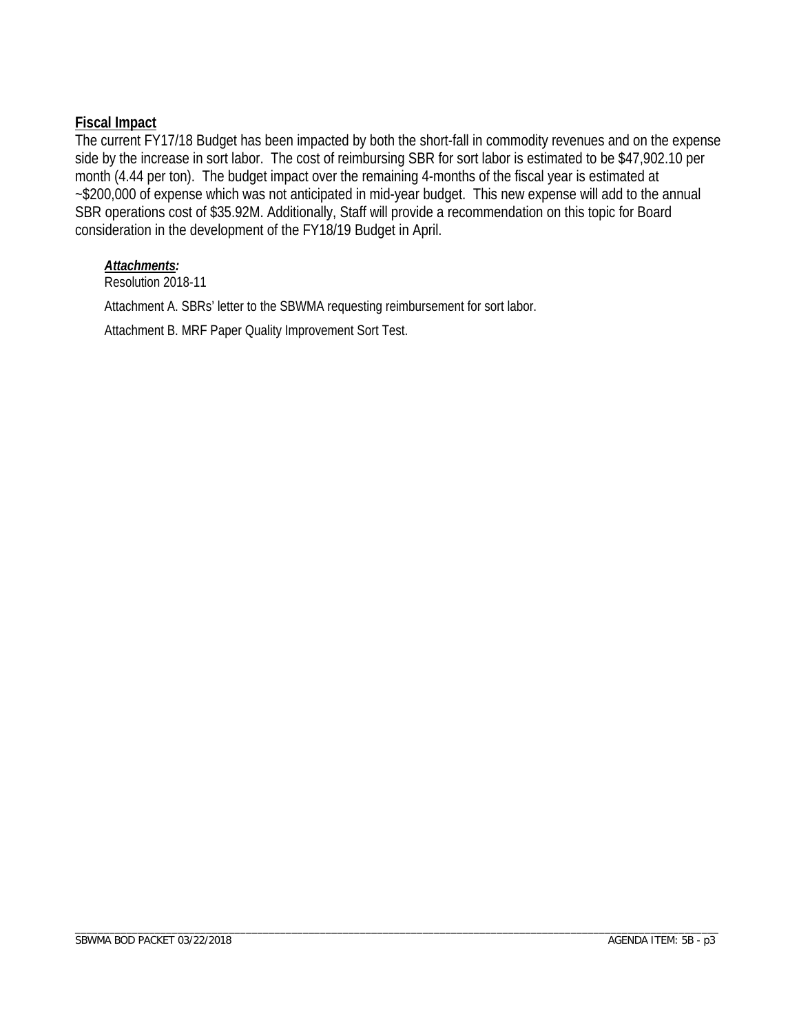**Fiscal Impact**

The current FY17/18 Budget has been impacted by both the short-fall in commodity revenues and on the expense side by the increase in sort labor. The cost of reimbursing SBR for sort labor is estimated to be $47,902.10 per month (4.44 per ton). The budget impact over the remaining 4-months of the fiscal year is estimated at ~$200,000 of expense which was not anticipated in mid-year budget. This new expense will add to the annual SBR operations cost of $35.92M. Additionally, Staff will provide a recommendation on this topic for Board consideration in the development of the FY18/19 Budget in April.

***Attachments:***

Resolution 2018-11

Attachment A. SBRs' letter to the SBWMA requesting reimbursement for sort labor.

Attachment B. MRF Paper Quality Improvement Sort Test.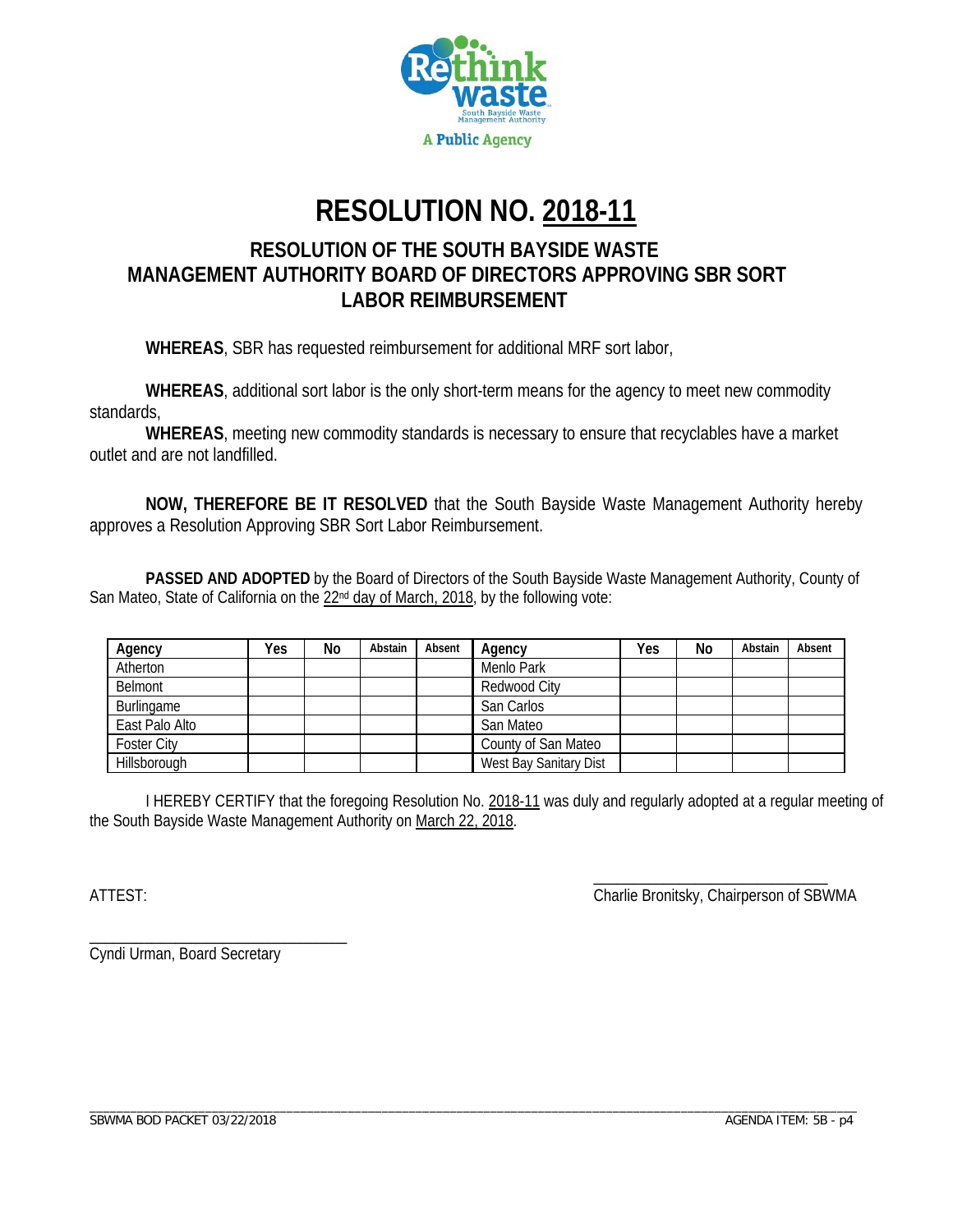# RESOLUTION NO. 2018-11

## RESOLUTION OF THE SOUTH BAYSIDE WASTE MANAGEMENT AUTHORITY BOARD OF DIRECTORS APPROVING SBR SORT LABOR REIMBURSEMENT

**WHEREAS**, SBR has requested reimbursement for additional MRF sort labor,

**WHEREAS**, additional sort labor is the only short-term means for the agency to meet new commodity standards,

**WHEREAS**, meeting new commodity standards is necessary to ensure that recyclables have a market outlet and are not landfilled.

**NOW, THEREFORE BE IT RESOLVED** that the South Bayside Waste Management Authority hereby approves a Resolution Approving SBR Sort Labor Reimbursement.

**PASSED AND ADOPTED** by the Board of Directors of the South Bayside Waste Management Authority, County of San Mateo, State of California on the 22nd day of March, 2018, by the following vote:

| Agency | Yes | No | Abstain | Absent | Agency | Yes | No | Abstain | Absent |
|---|---|---|---|---|---|---|---|---|---|
| Atherton | | | | | Menlo Park | | | | |
| Belmont | | | | | Redwood City | | | | |
| Burlingame | | | | | San Carlos | | | | |
| East Palo Alto | | | | | San Mateo | | | | |
| Foster City | | | | | County of San Mateo | | | | |
| Hillsborough | | | | | West Bay Sanitary Dist | | | | |

I HEREBY CERTIFY that the foregoing Resolution No. 2018-11 was duly and regularly adopted at a regular meeting of the South Bayside Waste Management Authority on March 22, 2018.

ATEST:

_____________________________
Charlie Bronitsky, Chairperson of SBWMA

_____________________________
Cyndi Urman, Board Secretary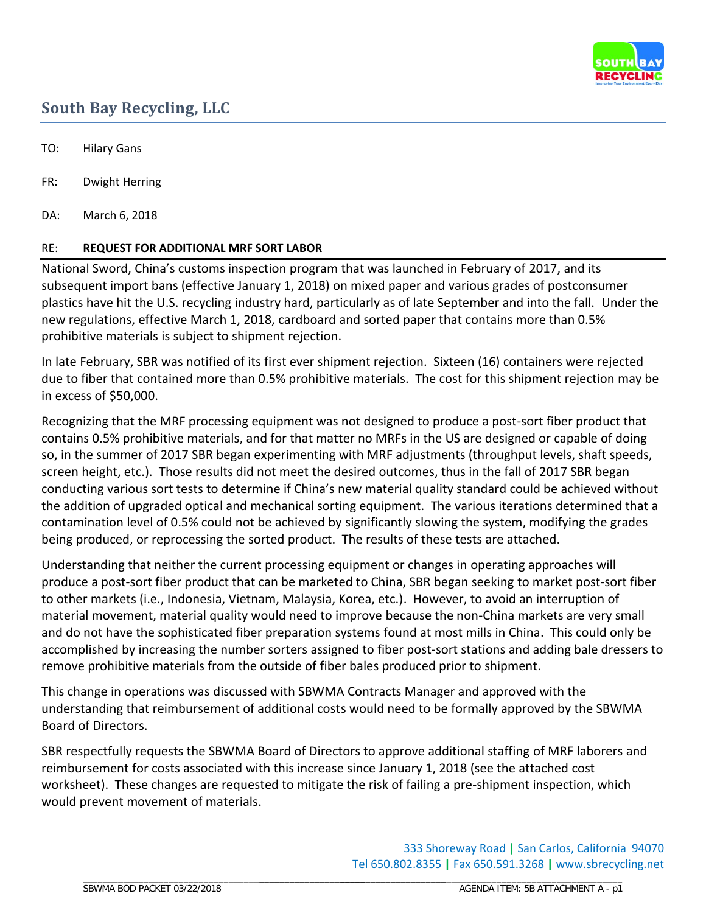## South Bay Recycling, LLC

TO: Hilary Gans

FR: Dwight Herring

DA: March 6, 2018

RE: **REQUEST FOR ADDITIONAL MRF SORT LABOR**

National Sword, China's customs inspection program that was launched in February of 2017, and its subsequent import bans (effective January 1, 2018) on mixed paper and various grades of postconsumer plastics have hit the U.S. recycling industry hard, particularly as of late September and into the fall. Under the new regulations, effective March 1, 2018, cardboard and sorted paper that contains more than 0.5% prohibitive materials is subject to shipment rejection.

In late February, SBR was notified of its first ever shipment rejection. Sixteen (16) containers were rejected due to fiber that contained more than 0.5% prohibitive materials. The cost for this shipment rejection may be in excess of $50,000.

Recognizing that the MRF processing equipment was not designed to produce a post-sort fiber product that contains 0.5% prohibitive materials, and for that matter no MRFs in the US are designed or capable of doing so, in the summer of 2017 SBR began experimenting with MRF adjustments (throughput levels, shaft speeds, screen height, etc.). Those results did not meet the desired outcomes, thus in the fall of 2017 SBR began conducting various sort tests to determine if China's new material quality standard could be achieved without the addition of upgraded optical and mechanical sorting equipment. The various iterations determined that a contamination level of 0.5% could not be achieved by significantly slowing the system, modifying the grades being produced, or reprocessing the sorted product. The results of these tests are attached.

Understanding that neither the current processing equipment or changes in operating approaches will produce a post-sort fiber product that can be marketed to China, SBR began seeking to market post-sort fiber to other markets (i.e., Indonesia, Vietnam, Malaysia, Korea, etc.). However, to avoid an interruption of material movement, material quality would need to improve because the non-China markets are very small and do not have the sophisticated fiber preparation systems found at most mills in China. This could only be accomplished by increasing the number sorters assigned to fiber post-sort stations and adding bale dressers to remove prohibitive materials from the outside of fiber bales produced prior to shipment.

This change in operations was discussed with SBWMA Contracts Manager and approved with the understanding that reimbursement of additional costs would need to be formally approved by the SBWMA Board of Directors.

SBR respectfully requests the SBWMA Board of Directors to approve additional staffing of MRF laborers and reimbursement for costs associated with this increase since January 1, 2018 (see the attached cost worksheet). These changes are requested to mitigate the risk of failing a pre-shipment inspection, which would prevent movement of materials.

333 Shoreway Road | San Carlos, California 94070
Tel 650.802.8355 | Fax 650.591.3268 | www.sbrecycling.net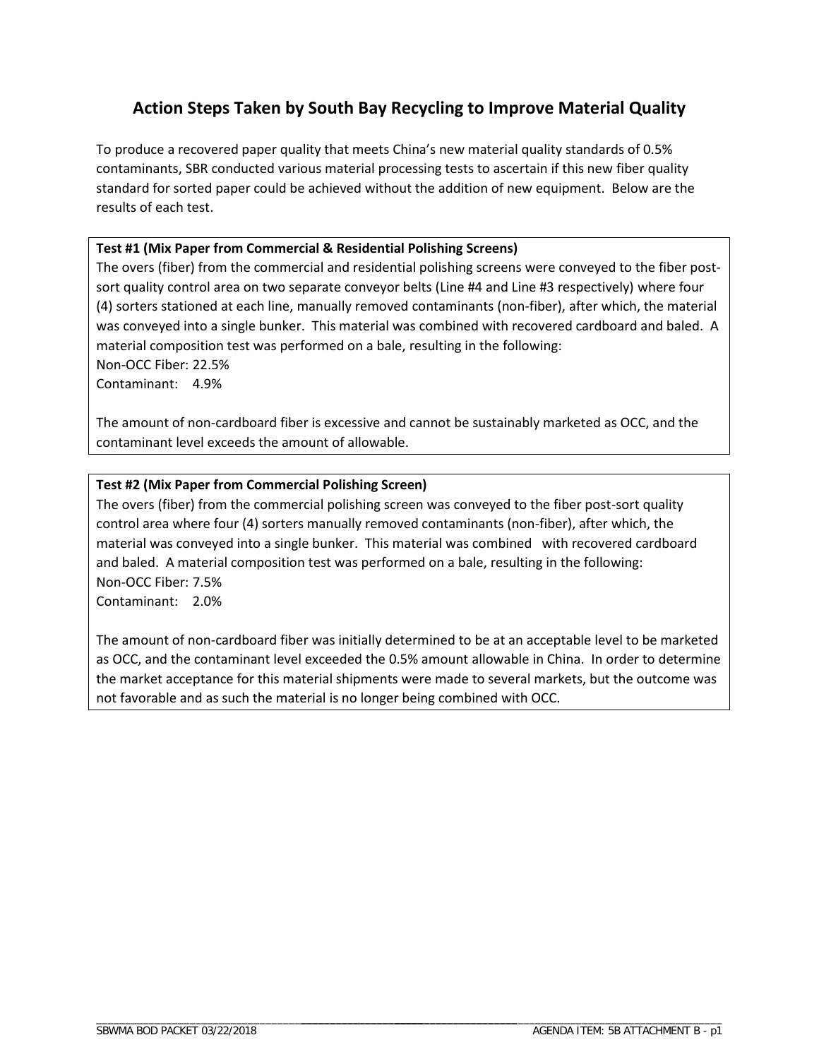# Action Steps Taken by South Bay Recycling to Improve Material Quality

To produce a recovered paper quality that meets China's new material quality standards of 0.5% contaminants, SBR conducted various material processing tests to ascertain if this new fiber quality standard for sorted paper could be achieved without the addition of new equipment. Below are the results of each test.

**Test #1 (Mix Paper from Commercial & Residential Polishing Screens)**

The overs (fiber) from the commercial and residential polishing screens were conveyed to the fiber post-sort quality control area on two separate conveyor belts (Line #4 and Line #3 respectively) where four (4) sorters stationed at each line, manually removed contaminants (non-fiber), after which, the material was conveyed into a single bunker. This material was combined with recovered cardboard and baled. A material composition test was performed on a bale, resulting in the following:

Non-OCC Fiber: 22.5%
Contaminant: 4.9%

The amount of non-cardboard fiber is excessive and cannot be sustainably marketed as OCC, and the contaminant level exceeds the amount of allowable.

**Test #2 (Mix Paper from Commercial Polishing Screen)**

The overs (fiber) from the commercial polishing screen was conveyed to the fiber post-sort quality control area where four (4) sorters manually removed contaminants (non-fiber), after which, the material was conveyed into a single bunker. This material was combined with recovered cardboard and baled. A material composition test was performed on a bale, resulting in the following:

Non-OCC Fiber: 7.5%
Contaminant: 2.0%

The amount of non-cardboard fiber was initially determined to be at an acceptable level to be marketed as OCC, and the contaminant level exceeded the 0.5% amount allowable in China. In order to determine the market acceptance for this material shipments were made to several markets, but the outcome was not favorable and as such the material is no longer being combined with OCC.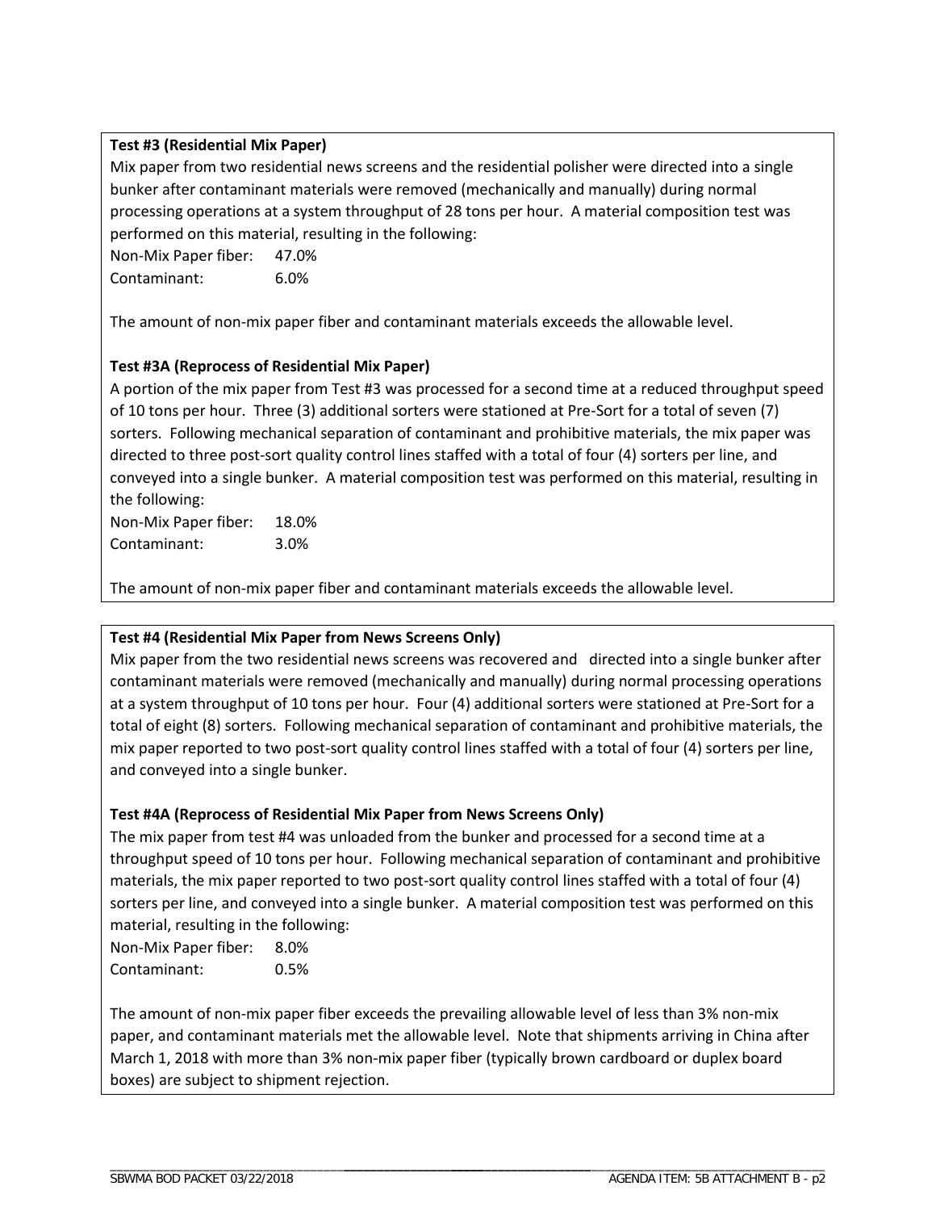**Test #3 (Residential Mix Paper)**

Mix paper from two residential news screens and the residential polisher were directed into a single bunker after contaminant materials were removed (mechanically and manually) during normal processing operations at a system throughput of 28 tons per hour. A material composition test was performed on this material, resulting in the following:

Non-Mix Paper fiber: 47.0%
Contaminant: 6.0%

The amount of non-mix paper fiber and contaminant materials exceeds the allowable level.

**Test #3A (Reprocess of Residential Mix Paper)**

A portion of the mix paper from Test #3 was processed for a second time at a reduced throughput speed of 10 tons per hour. Three (3) additional sorters were stationed at Pre-Sort for a total of seven (7) sorters. Following mechanical separation of contaminant and prohibitive materials, the mix paper was directed to three post-sort quality control lines staffed with a total of four (4) sorters per line, and conveyed into a single bunker. A material composition test was performed on this material, resulting in the following:

Non-Mix Paper fiber: 18.0%
Contaminant: 3.0%

The amount of non-mix paper fiber and contaminant materials exceeds the allowable level.

**Test #4 (Residential Mix Paper from News Screens Only)**

Mix paper from the two residential news screens was recovered and directed into a single bunker after contaminant materials were removed (mechanically and manually) during normal processing operations at a system throughput of 10 tons per hour. Four (4) additional sorters were stationed at Pre-Sort for a total of eight (8) sorters. Following mechanical separation of contaminant and prohibitive materials, the mix paper reported to two post-sort quality control lines staffed with a total of four (4) sorters per line, and conveyed into a single bunker.

**Test #4A (Reprocess of Residential Mix Paper from News Screens Only)**

The mix paper from test #4 was unloaded from the bunker and processed for a second time at a throughput speed of 10 tons per hour. Following mechanical separation of contaminant and prohibitive materials, the mix paper reported to two post-sort quality control lines staffed with a total of four (4) sorters per line, and conveyed into a single bunker. A material composition test was performed on this material, resulting in the following:

Non-Mix Paper fiber: 8.0%
Contaminant: 0.5%

The amount of non-mix paper fiber exceeds the prevailing allowable level of less than 3% non-mix paper, and contaminant materials met the allowable level. Note that shipments arriving in China after March 1, 2018 with more than 3% non-mix paper fiber (typically brown cardboard or duplex board boxes) are subject to shipment rejection.